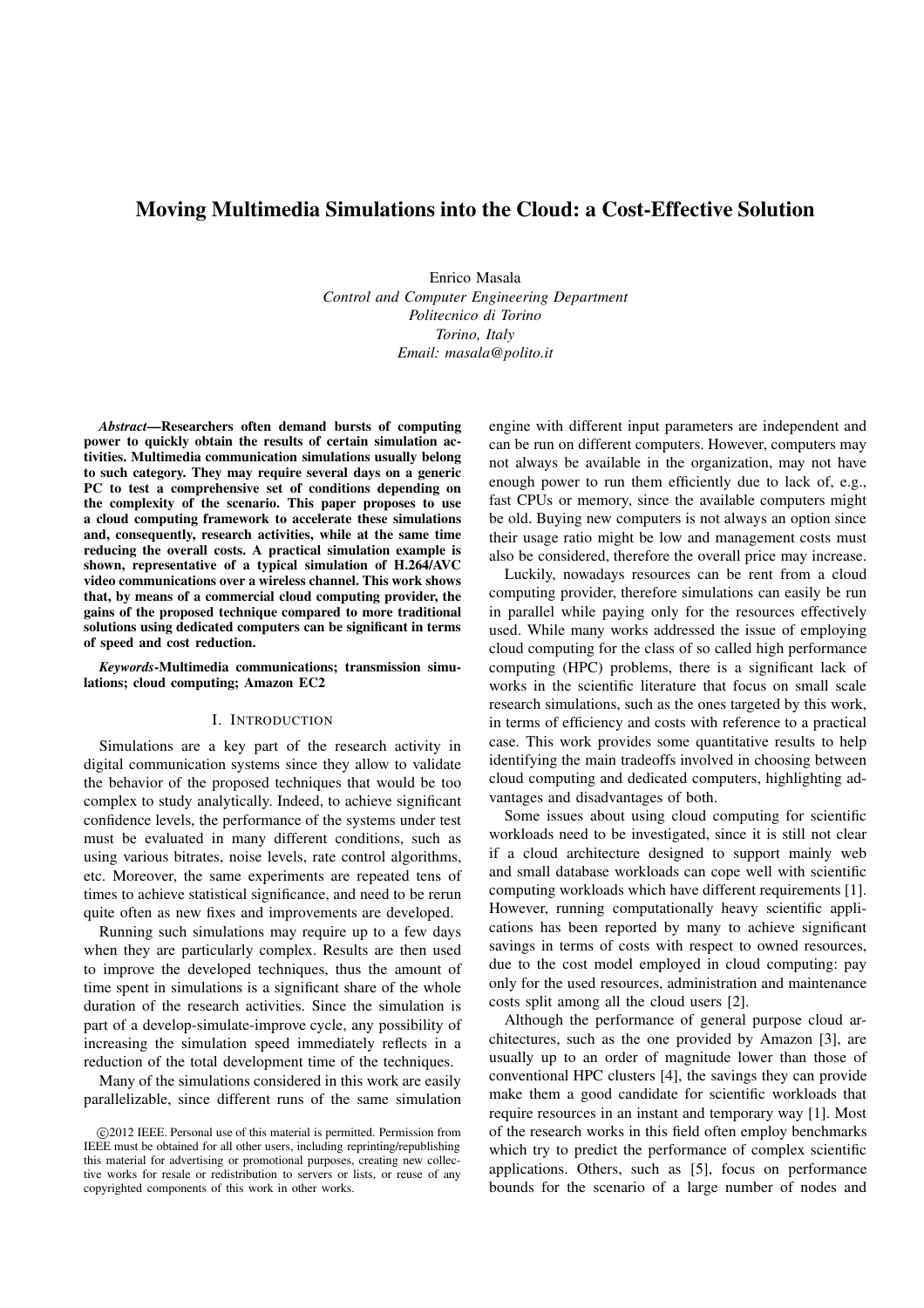# Moving Multimedia Simulations into the Cloud: a Cost-Effective Solution

Enrico Masala
*Control and Computer Engineering Department*
*Politecnico di Torino*
*Torino, Italy*
*Email: masala@polito.it*

***Abstract*—Researchers often demand bursts of computing power to quickly obtain the results of certain simulation activities. Multimedia communication simulations usually belong to such category. They may require several days on a generic PC to test a comprehensive set of conditions depending on the complexity of the scenario. This paper proposes to use a cloud computing framework to accelerate these simulations and, consequently, research activities, while at the same time reducing the overall costs. A practical simulation example is shown, representative of a typical simulation of H.264/AVC video communications over a wireless channel. This work shows that, by means of a commercial cloud computing provider, the gains of the proposed technique compared to more traditional solutions using dedicated computers can be significant in terms of speed and cost reduction.**

***Keywords*-Multimedia communications; transmission simulations; cloud computing; Amazon EC2**

## I. Introduction

Simulations are a key part of the research activity in digital communication systems since they allow to validate the behavior of the proposed techniques that would be too complex to study analytically. Indeed, to achieve significant confidence levels, the performance of the systems under test must be evaluated in many different conditions, such as using various bitrates, noise levels, rate control algorithms, etc. Moreover, the same experiments are repeated tens of times to achieve statistical significance, and need to be rerun quite often as new fixes and improvements are developed.

Running such simulations may require up to a few days when they are particularly complex. Results are then used to improve the developed techniques, thus the amount of time spent in simulations is a significant share of the whole duration of the research activities. Since the simulation is part of a develop-simulate-improve cycle, any possibility of increasing the simulation speed immediately reflects in a reduction of the total development time of the techniques.

Many of the simulations considered in this work are easily parallelizable, since different runs of the same simulation engine with different input parameters are independent and can be run on different computers. However, computers may not always be available in the organization, may not have enough power to run them efficiently due to lack of, e.g., fast CPUs or memory, since the available computers might be old. Buying new computers is not always an option since their usage ratio might be low and management costs must also be considered, therefore the overall price may increase.

Luckily, nowadays resources can be rent from a cloud computing provider, therefore simulations can easily be run in parallel while paying only for the resources effectively used. While many works addressed the issue of employing cloud computing for the class of so called high performance computing (HPC) problems, there is a significant lack of works in the scientific literature that focus on small scale research simulations, such as the ones targeted by this work, in terms of efficiency and costs with reference to a practical case. This work provides some quantitative results to help identifying the main tradeoffs involved in choosing between cloud computing and dedicated computers, highlighting advantages and disadvantages of both.

Some issues about using cloud computing for scientific workloads need to be investigated, since it is still not clear if a cloud architecture designed to support mainly web and small database workloads can cope well with scientific computing workloads which have different requirements [1]. However, running computationally heavy scientific applications has been reported by many to achieve significant savings in terms of costs with respect to owned resources, due to the cost model employed in cloud computing: pay only for the used resources, administration and maintenance costs split among all the cloud users [2].

Although the performance of general purpose cloud architectures, such as the one provided by Amazon [3], are usually up to an order of magnitude lower than those of conventional HPC clusters [4], the savings they can provide make them a good candidate for scientific workloads that require resources in an instant and temporary way [1]. Most of the research works in this field often employ benchmarks which try to predict the performance of complex scientific applications. Others, such as [5], focus on performance bounds for the scenario of a large number of nodes and

©2012 IEEE. Personal use of this material is permitted. Permission from IEEE must be obtained for all other users, including reprinting/republishing this material for advertising or promotional purposes, creating new collective works for resale or redistribution to servers or lists, or reuse of any copyrighted components of this work in other works.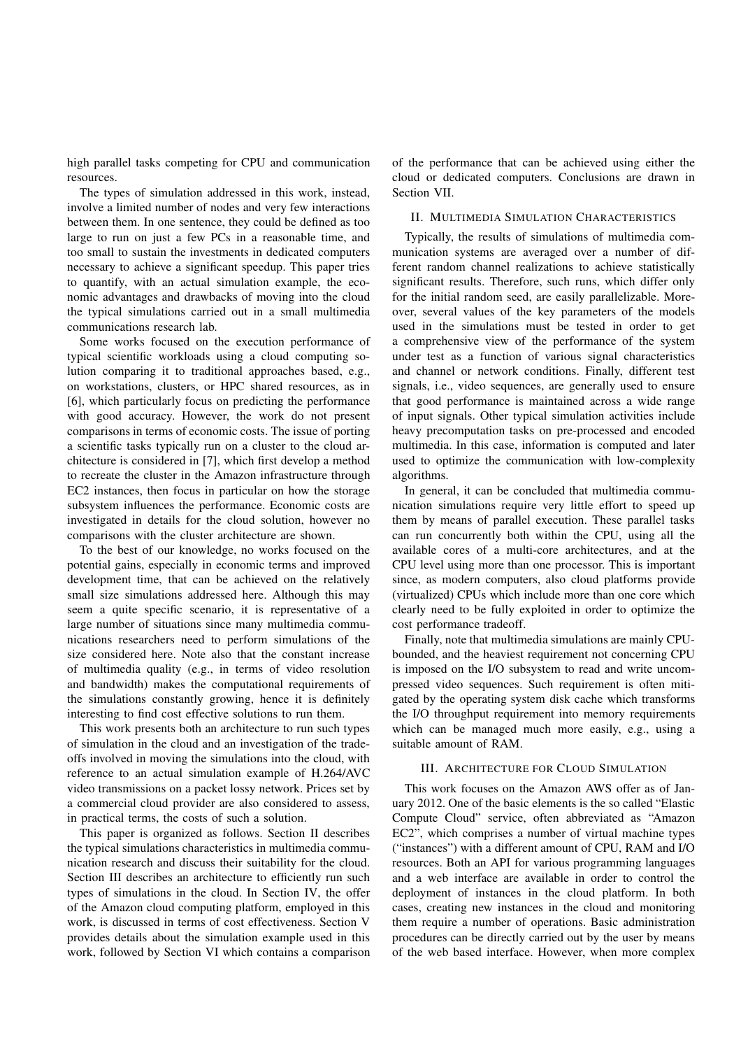high parallel tasks competing for CPU and communication resources.

The types of simulation addressed in this work, instead, involve a limited number of nodes and very few interactions between them. In one sentence, they could be defined as too large to run on just a few PCs in a reasonable time, and too small to sustain the investments in dedicated computers necessary to achieve a significant speedup. This paper tries to quantify, with an actual simulation example, the economic advantages and drawbacks of moving into the cloud the typical simulations carried out in a small multimedia communications research lab.

Some works focused on the execution performance of typical scientific workloads using a cloud computing solution comparing it to traditional approaches based, e.g., on workstations, clusters, or HPC shared resources, as in [6], which particularly focus on predicting the performance with good accuracy. However, the work do not present comparisons in terms of economic costs. The issue of porting a scientific tasks typically run on a cluster to the cloud architecture is considered in [7], which first develop a method to recreate the cluster in the Amazon infrastructure through EC2 instances, then focus in particular on how the storage subsystem influences the performance. Economic costs are investigated in details for the cloud solution, however no comparisons with the cluster architecture are shown.

To the best of our knowledge, no works focused on the potential gains, especially in economic terms and improved development time, that can be achieved on the relatively small size simulations addressed here. Although this may seem a quite specific scenario, it is representative of a large number of situations since many multimedia communications researchers need to perform simulations of the size considered here. Note also that the constant increase of multimedia quality (e.g., in terms of video resolution and bandwidth) makes the computational requirements of the simulations constantly growing, hence it is definitely interesting to find cost effective solutions to run them.

This work presents both an architecture to run such types of simulation in the cloud and an investigation of the tradeoffs involved in moving the simulations into the cloud, with reference to an actual simulation example of H.264/AVC video transmissions on a packet lossy network. Prices set by a commercial cloud provider are also considered to assess, in practical terms, the costs of such a solution.

This paper is organized as follows. Section II describes the typical simulations characteristics in multimedia communication research and discuss their suitability for the cloud. Section III describes an architecture to efficiently run such types of simulations in the cloud. In Section IV, the offer of the Amazon cloud computing platform, employed in this work, is discussed in terms of cost effectiveness. Section V provides details about the simulation example used in this work, followed by Section VI which contains a comparison of the performance that can be achieved using either the cloud or dedicated computers. Conclusions are drawn in Section VII.

## II. Multimedia Simulation Characteristics

Typically, the results of simulations of multimedia communication systems are averaged over a number of different random channel realizations to achieve statistically significant results. Therefore, such runs, which differ only for the initial random seed, are easily parallelizable. Moreover, several values of the key parameters of the models used in the simulations must be tested in order to get a comprehensive view of the performance of the system under test as a function of various signal characteristics and channel or network conditions. Finally, different test signals, i.e., video sequences, are generally used to ensure that good performance is maintained across a wide range of input signals. Other typical simulation activities include heavy precomputation tasks on pre-processed and encoded multimedia. In this case, information is computed and later used to optimize the communication with low-complexity algorithms.

In general, it can be concluded that multimedia communication simulations require very little effort to speed up them by means of parallel execution. These parallel tasks can run concurrently both within the CPU, using all the available cores of a multi-core architectures, and at the CPU level using more than one processor. This is important since, as modern computers, also cloud platforms provide (virtualized) CPUs which include more than one core which clearly need to be fully exploited in order to optimize the cost performance tradeoff.

Finally, note that multimedia simulations are mainly CPU-bounded, and the heaviest requirement not concerning CPU is imposed on the I/O subsystem to read and write uncompressed video sequences. Such requirement is often mitigated by the operating system disk cache which transforms the I/O throughput requirement into memory requirements which can be managed much more easily, e.g., using a suitable amount of RAM.

## III. Architecture for Cloud Simulation

This work focuses on the Amazon AWS offer as of January 2012. One of the basic elements is the so called "Elastic Compute Cloud" service, often abbreviated as "Amazon EC2", which comprises a number of virtual machine types ("instances") with a different amount of CPU, RAM and I/O resources. Both an API for various programming languages and a web interface are available in order to control the deployment of instances in the cloud platform. In both cases, creating new instances in the cloud and monitoring them require a number of operations. Basic administration procedures can be directly carried out by the user by means of the web based interface. However, when more complex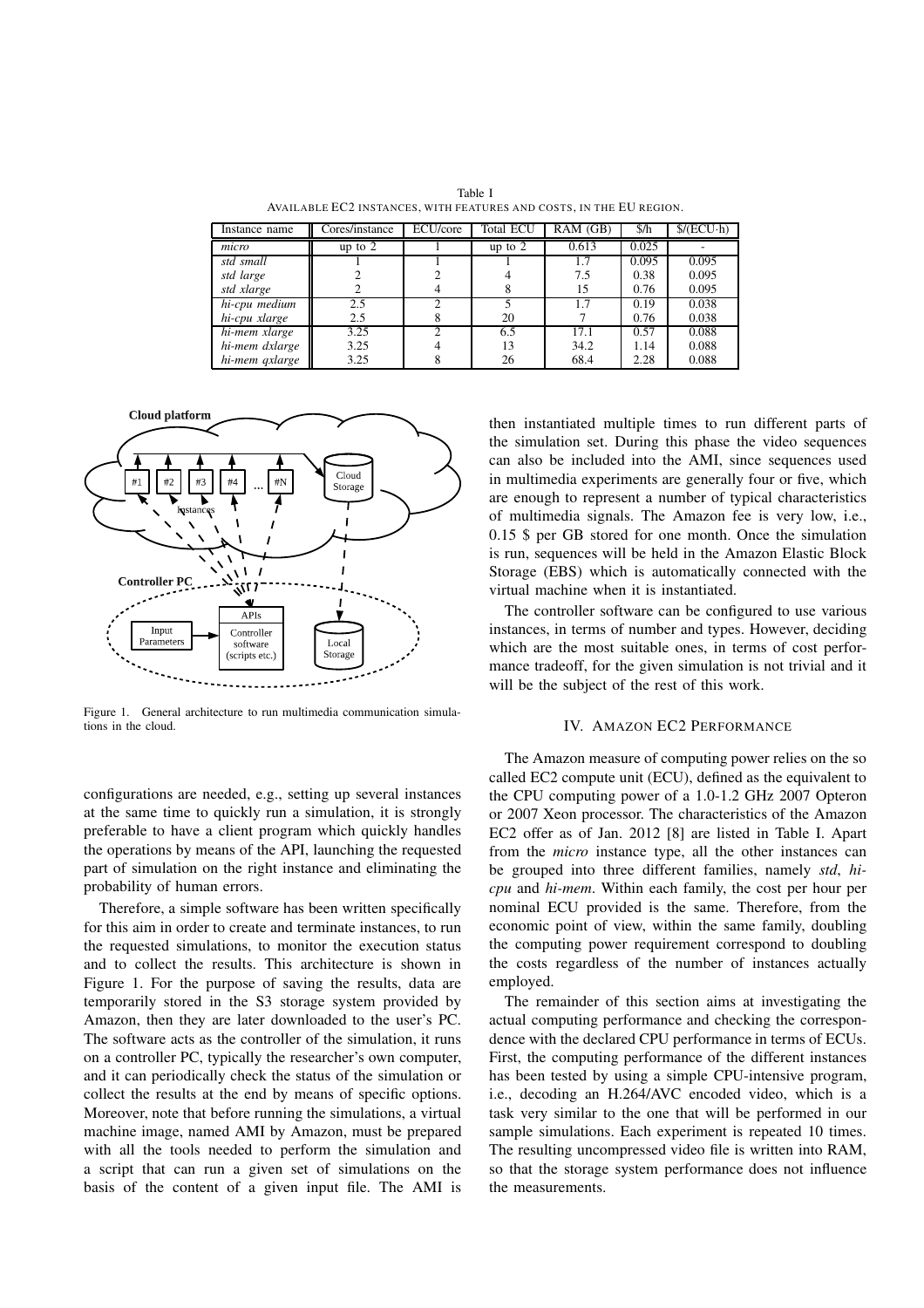Table I
AVAILABLE EC2 INSTANCES, WITH FEATURES AND COSTS, IN THE EU REGION.

| Instance name | Cores/instance | ECU/core | Total ECU | RAM (GB) | $/h | $/(ECU·h) |
|---|---|---|---|---|---|---|
| *micro* | up to 2 | 1 | up to 2 | 0.613 | 0.025 | - |
| *std small* | 1 | 1 | 1 | 1.7 | 0.095 | 0.095 |
| *std large* | 2 | 2 | 4 | 7.5 | 0.38 | 0.095 |
| *std xlarge* | 2 | 4 | 8 | 15 | 0.76 | 0.095 |
| *hi-cpu medium* | 2.5 | 2 | 5 | 1.7 | 0.19 | 0.038 |
| *hi-cpu xlarge* | 2.5 | 8 | 20 | 7 | 0.76 | 0.038 |
| *hi-mem xlarge* | 3.25 | 2 | 6.5 | 17.1 | 0.57 | 0.088 |
| *hi-mem dxlarge* | 3.25 | 4 | 13 | 34.2 | 1.14 | 0.088 |
| *hi-mem qxlarge* | 3.25 | 8 | 26 | 68.4 | 2.28 | 0.088 |

Figure 1. General architecture to run multimedia communication simulations in the cloud.

configurations are needed, e.g., setting up several instances at the same time to quickly run a simulation, it is strongly preferable to have a client program which quickly handles the operations by means of the API, launching the requested part of simulation on the right instance and eliminating the probability of human errors.

Therefore, a simple software has been written specifically for this aim in order to create and terminate instances, to run the requested simulations, to monitor the execution status and to collect the results. This architecture is shown in Figure 1. For the purpose of saving the results, data are temporarily stored in the S3 storage system provided by Amazon, then they are later downloaded to the user's PC. The software acts as the controller of the simulation, it runs on a controller PC, typically the researcher's own computer, and it can periodically check the status of the simulation or collect the results at the end by means of specific options. Moreover, note that before running the simulations, a virtual machine image, named AMI by Amazon, must be prepared with all the tools needed to perform the simulation and a script that can run a given set of simulations on the basis of the content of a given input file. The AMI is then instantiated multiple times to run different parts of the simulation set. During this phase the video sequences can also be included into the AMI, since sequences used in multimedia experiments are generally four or five, which are enough to represent a number of typical characteristics of multimedia signals. The Amazon fee is very low, i.e., 0.15 $ per GB stored for one month. Once the simulation is run, sequences will be held in the Amazon Elastic Block Storage (EBS) which is automatically connected with the virtual machine when it is instantiated.

The controller software can be configured to use various instances, in terms of number and types. However, deciding which are the most suitable ones, in terms of cost performance tradeoff, for the given simulation is not trivial and it will be the subject of the rest of this work.

## IV. AMAZON EC2 PERFORMANCE

The Amazon measure of computing power relies on the so called EC2 compute unit (ECU), defined as the equivalent to the CPU computing power of a 1.0-1.2 GHz 2007 Opteron or 2007 Xeon processor. The characteristics of the Amazon EC2 offer as of Jan. 2012 [8] are listed in Table I. Apart from the *micro* instance type, all the other instances can be grouped into three different families, namely *std*, *hi-cpu* and *hi-mem*. Within each family, the cost per hour per nominal ECU provided is the same. Therefore, from the economic point of view, within the same family, doubling the computing power requirement correspond to doubling the costs regardless of the number of instances actually employed.

The remainder of this section aims at investigating the actual computing performance and checking the correspondence with the declared CPU performance in terms of ECUs. First, the computing performance of the different instances has been tested by using a simple CPU-intensive program, i.e., decoding an H.264/AVC encoded video, which is a task very similar to the one that will be performed in our sample simulations. Each experiment is repeated 10 times. The resulting uncompressed video file is written into RAM, so that the storage system performance does not influence the measurements.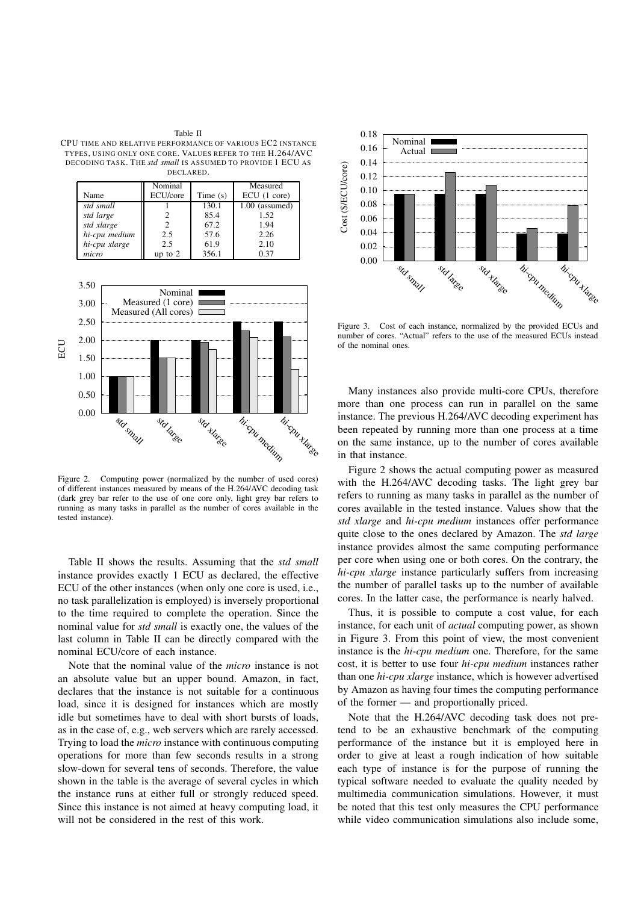Table II
CPU TIME AND RELATIVE PERFORMANCE OF VARIOUS EC2 INSTANCE TYPES, USING ONLY ONE CORE. VALUES REFER TO THE H.264/AVC DECODING TASK. THE *std small* IS ASSUMED TO PROVIDE 1 ECU AS DECLARED.

| Name | Nominal ECU/core | Time (s) | Measured ECU (1 core) |
|---|---|---|---|
| *std small* | 1 | 130.1 | 1.00 (assumed) |
| *std large* | 2 | 85.4 | 1.52 |
| *std xlarge* | 2 | 67.2 | 1.94 |
| *hi-cpu medium* | 2.5 | 57.6 | 2.26 |
| *hi-cpu xlarge* | 2.5 | 61.9 | 2.10 |
| *micro* | up to 2 | 356.1 | 0.37 |

ECU
3.50
3.00
2.50
2.00
1.50
1.00
0.50
0.00
Nominal
Measured (1 core)
Measured (All cores)
std small
std large
std xlarge
hi-cpu medium
hi-cpu xlarge

Figure 2. Computing power (normalized by the number of used cores) of different instances measured by means of the H.264/AVC decoding task (dark grey bar refer to the use of one core only, light grey bar refers to running as many tasks in parallel as the number of cores available in the tested instance).

Table II shows the results. Assuming that the *std small* instance provides exactly 1 ECU as declared, the effective ECU of the other instances (when only one core is used, i.e., no task parallelization is employed) is inversely proportional to the time required to complete the operation. Since the nominal value for *std small* is exactly one, the values of the last column in Table II can be directly compared with the nominal ECU/core of each instance.

Note that the nominal value of the *micro* instance is not an absolute value but an upper bound. Amazon, in fact, declares that the instance is not suitable for a continuous load, since it is designed for instances which are mostly idle but sometimes have to deal with short bursts of loads, as in the case of, e.g., web servers which are rarely accessed. Trying to load the *micro* instance with continuous computing operations for more than few seconds results in a strong slow-down for several tens of seconds. Therefore, the value shown in the table is the average of several cycles in which the instance runs at either full or strongly reduced speed. Since this instance is not aimed at heavy computing load, it will not be considered in the rest of this work.

Cost ($/ECU/core)
0.18
0.16
0.14
0.12
0.10
0.08
0.06
0.04
0.02
0.00
Nominal
Actual
std small
std large
std xlarge
hi-cpu medium
hi-cpu xlarge

Figure 3. Cost of each instance, normalized by the provided ECUs and number of cores. "Actual" refers to the use of the measured ECUs instead of the nominal ones.

Many instances also provide multi-core CPUs, therefore more than one process can run in parallel on the same instance. The previous H.264/AVC decoding experiment has been repeated by running more than one process at a time on the same instance, up to the number of cores available in that instance.

Figure 2 shows the actual computing power as measured with the H.264/AVC decoding tasks. The light grey bar refers to running as many tasks in parallel as the number of cores available in the tested instance. Values show that the *std xlarge* and *hi-cpu medium* instances offer performance quite close to the ones declared by Amazon. The *std large* instance provides almost the same computing performance per core when using one or both cores. On the contrary, the *hi-cpu xlarge* instance particularly suffers from increasing the number of parallel tasks up to the number of available cores. In the latter case, the performance is nearly halved.

Thus, it is possible to compute a cost value, for each instance, for each unit of *actual* computing power, as shown in Figure 3. From this point of view, the most convenient instance is the *hi-cpu medium* one. Therefore, for the same cost, it is better to use four *hi-cpu medium* instances rather than one *hi-cpu xlarge* instance, which is however advertised by Amazon as having four times the computing performance of the former — and proportionally priced.

Note that the H.264/AVC decoding task does not pretend to be an exhaustive benchmark of the computing performance of the instance but it is employed here in order to give at least a rough indication of how suitable each type of instance is for the purpose of running the typical software needed to evaluate the quality needed by multimedia communication simulations. However, it must be noted that this test only measures the CPU performance while video communication simulations also include some,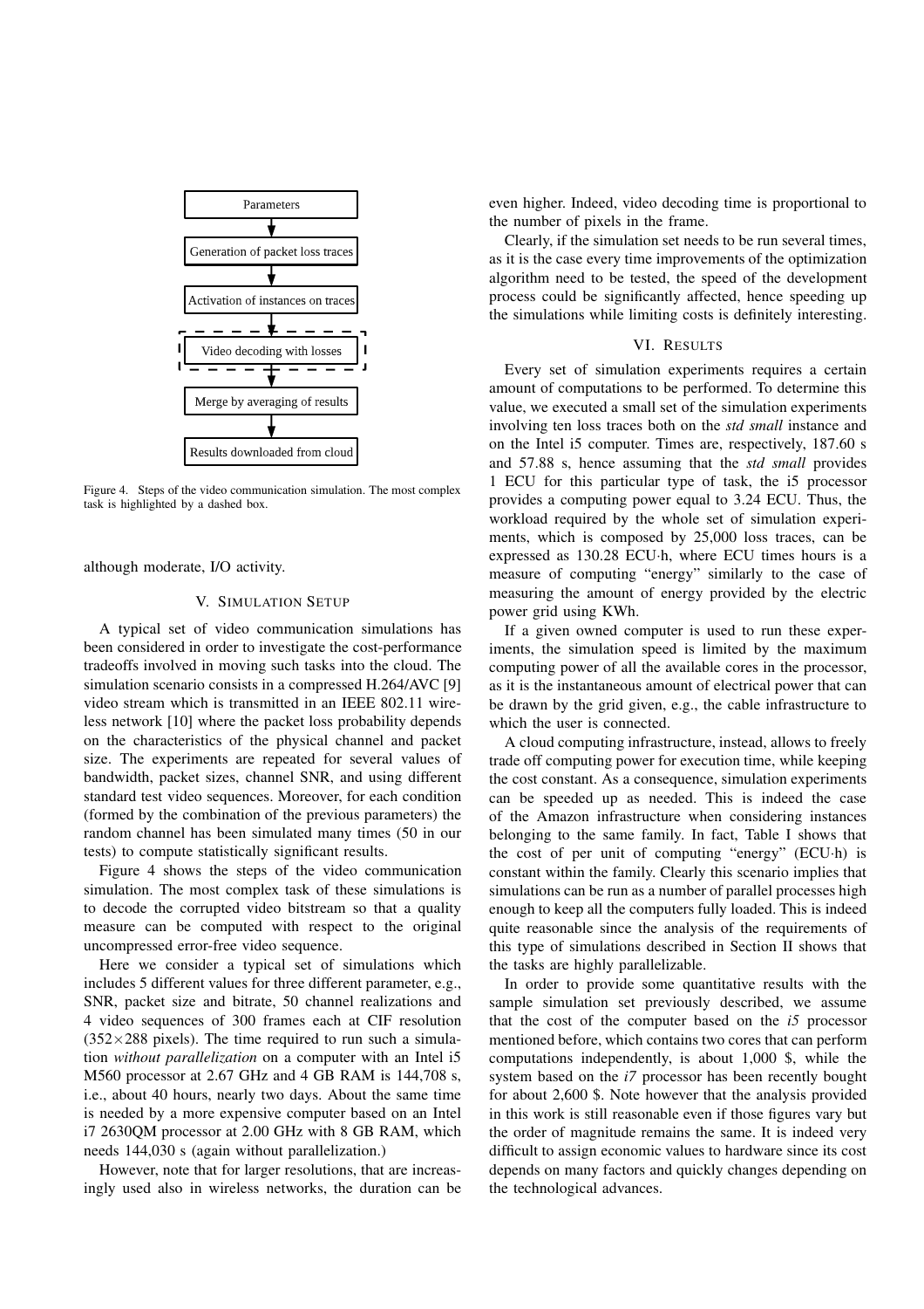Parameters

Generation of packet loss traces

Activation of instances on traces

Video decoding with losses

Merge by averaging of results

Results downloaded from cloud

Figure 4. Steps of the video communication simulation. The most complex task is highlighted by a dashed box.

although moderate, I/O activity.

## V. Simulation Setup

A typical set of video communication simulations has been considered in order to investigate the cost-performance tradeoffs involved in moving such tasks into the cloud. The simulation scenario consists in a compressed H.264/AVC [9] video stream which is transmitted in an IEEE 802.11 wireless network [10] where the packet loss probability depends on the characteristics of the physical channel and packet size. The experiments are repeated for several values of bandwidth, packet sizes, channel SNR, and using different standard test video sequences. Moreover, for each condition (formed by the combination of the previous parameters) the random channel has been simulated many times (50 in our tests) to compute statistically significant results.

Figure 4 shows the steps of the video communication simulation. The most complex task of these simulations is to decode the corrupted video bitstream so that a quality measure can be computed with respect to the original uncompressed error-free video sequence.

Here we consider a typical set of simulations which includes 5 different values for three different parameter, e.g., SNR, packet size and bitrate, 50 channel realizations and 4 video sequences of 300 frames each at CIF resolution ($352\times288$ pixels). The time required to run such a simulation *without parallelization* on a computer with an Intel i5 M560 processor at 2.67 GHz and 4 GB RAM is 144,708 s, i.e., about 40 hours, nearly two days. About the same time is needed by a more expensive computer based on an Intel i7 2630QM processor at 2.00 GHz with 8 GB RAM, which needs 144,030 s (again without parallelization.)

However, note that for larger resolutions, that are increasingly used also in wireless networks, the duration can be even higher. Indeed, video decoding time is proportional to the number of pixels in the frame.

Clearly, if the simulation set needs to be run several times, as it is the case every time improvements of the optimization algorithm need to be tested, the speed of the development process could be significantly affected, hence speeding up the simulations while limiting costs is definitely interesting.

## VI. Results

Every set of simulation experiments requires a certain amount of computations to be performed. To determine this value, we executed a small set of the simulation experiments involving ten loss traces both on the *std small* instance and on the Intel i5 computer. Times are, respectively, 187.60 s and 57.88 s, hence assuming that the *std small* provides 1 ECU for this particular type of task, the i5 processor provides a computing power equal to 3.24 ECU. Thus, the workload required by the whole set of simulation experiments, which is composed by 25,000 loss traces, can be expressed as 130.28 ECU·h, where ECU times hours is a measure of computing "energy" similarly to the case of measuring the amount of energy provided by the electric power grid using KWh.

If a given owned computer is used to run these experiments, the simulation speed is limited by the maximum computing power of all the available cores in the processor, as it is the instantaneous amount of electrical power that can be drawn by the grid given, e.g., the cable infrastructure to which the user is connected.

A cloud computing infrastructure, instead, allows to freely trade off computing power for execution time, while keeping the cost constant. As a consequence, simulation experiments can be speeded up as needed. This is indeed the case of the Amazon infrastructure when considering instances belonging to the same family. In fact, Table I shows that the cost of per unit of computing "energy" (ECU·h) is constant within the family. Clearly this scenario implies that simulations can be run as a number of parallel processes high enough to keep all the computers fully loaded. This is indeed quite reasonable since the analysis of the requirements of this type of simulations described in Section II shows that the tasks are highly parallelizable.

In order to provide some quantitative results with the sample simulation set previously described, we assume that the cost of the computer based on the *i5* processor mentioned before, which contains two cores that can perform computations independently, is about 1,000 $, while the system based on the *i7* processor has been recently bought for about 2,600 $. Note however that the analysis provided in this work is still reasonable even if those figures vary but the order of magnitude remains the same. It is indeed very difficult to assign economic values to hardware since its cost depends on many factors and quickly changes depending on the technological advances.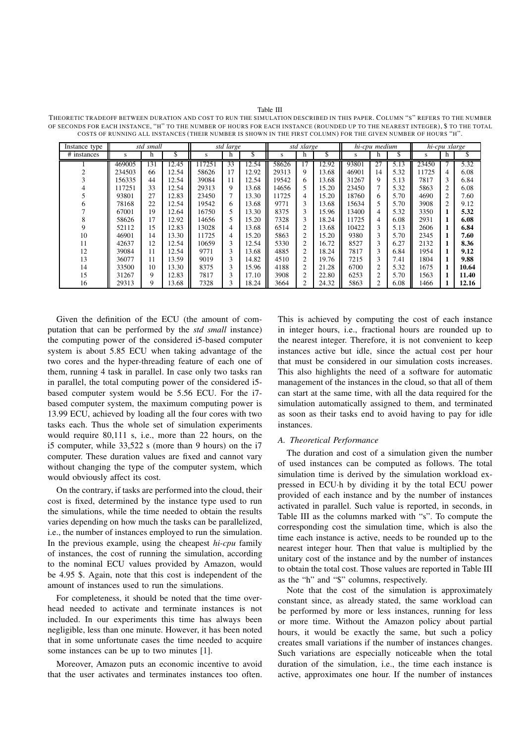Table III

THEORETIC TRADEOFF BETWEEN DURATION AND COST TO RUN THE SIMULATION DESCRIBED IN THIS PAPER. COLUMN "S" REFERS TO THE NUMBER OF SECONDS FOR EACH INSTANCE, "H" TO THE NUMBER OF HOURS FOR EACH INSTANCE (ROUNDED UP TO THE NEAREST INTEGER), $ TO THE TOTAL COSTS OF RUNNING ALL INSTANCES (THEIR NUMBER IS SHOWN IN THE FIRST COLUMN) FOR THE GIVEN NUMBER OF HOURS "H".

| Instance type | *std small* | | | *std large* | | | *std xlarge* | | | *hi-cpu medium* | | | *hi-cpu xlarge* | | |
|---|---|---|---|---|---|---|---|---|---|---|---|---|---|---|---|
| # instances | s | h | $ | s | h | $ | s | h | $ | s | h | $ | s | h | $ |
| 1 | 469005 | 131 | 12.45 | 117251 | 33 | 12.54 | 58626 | 17 | 12.92 | 93801 | 27 | 5.13 | 23450 | 7 | 5.32 |
| 2 | 234503 | 66 | 12.54 | 58626 | 17 | 12.92 | 29313 | 9 | 13.68 | 46901 | 14 | 5.32 | 11725 | 4 | 6.08 |
| 3 | 156335 | 44 | 12.54 | 39084 | 11 | 12.54 | 19542 | 6 | 13.68 | 31267 | 9 | 5.13 | 7817 | 3 | 6.84 |
| 4 | 117251 | 33 | 12.54 | 29313 | 9 | 13.68 | 14656 | 5 | 15.20 | 23450 | 7 | 5.32 | 5863 | 2 | 6.08 |
| 5 | 93801 | 27 | 12.83 | 23450 | 7 | 13.30 | 11725 | 4 | 15.20 | 18760 | 6 | 5.70 | 4690 | 2 | 7.60 |
| 6 | 78168 | 22 | 12.54 | 19542 | 6 | 13.68 | 9771 | 3 | 13.68 | 15634 | 5 | 5.70 | 3908 | 2 | 9.12 |
| 7 | 67001 | 19 | 12.64 | 16750 | 5 | 13.30 | 8375 | 3 | 15.96 | 13400 | 4 | 5.32 | 3350 | **1** | **5.32** |
| 8 | 58626 | 17 | 12.92 | 14656 | 5 | 15.20 | 7328 | 3 | 18.24 | 11725 | 4 | 6.08 | 2931 | **1** | **6.08** |
| 9 | 52112 | 15 | 12.83 | 13028 | 4 | 13.68 | 6514 | 2 | 13.68 | 10422 | 3 | 5.13 | 2606 | **1** | **6.84** |
| 10 | 46901 | 14 | 13.30 | 11725 | 4 | 15.20 | 5863 | 2 | 15.20 | 9380 | 3 | 5.70 | 2345 | **1** | **7.60** |
| 11 | 42637 | 12 | 12.54 | 10659 | 3 | 12.54 | 5330 | 2 | 16.72 | 8527 | 3 | 6.27 | 2132 | **1** | **8.36** |
| 12 | 39084 | 11 | 12.54 | 9771 | 3 | 13.68 | 4885 | 2 | 18.24 | 7817 | 3 | 6.84 | 1954 | **1** | **9.12** |
| 13 | 36077 | 11 | 13.59 | 9019 | 3 | 14.82 | 4510 | 2 | 19.76 | 7215 | 3 | 7.41 | 1804 | **1** | **9.88** |
| 14 | 33500 | 10 | 13.30 | 8375 | 3 | 15.96 | 4188 | 2 | 21.28 | 6700 | 2 | 5.32 | 1675 | **1** | **10.64** |
| 15 | 31267 | 9 | 12.83 | 7817 | 3 | 17.10 | 3908 | 2 | 22.80 | 6253 | 2 | 5.70 | 1563 | **1** | **11.40** |
| 16 | 29313 | 9 | 13.68 | 7328 | 3 | 18.24 | 3664 | 2 | 24.32 | 5863 | 2 | 6.08 | 1466 | **1** | **12.16** |

Given the definition of the ECU (the amount of computation that can be performed by the *std small* instance) the computing power of the considered i5-based computer system is about 5.85 ECU when taking advantage of the two cores and the hyper-threading feature of each one of them, running 4 task in parallel. In case only two tasks ran in parallel, the total computing power of the considered i5-based computer system would be 5.56 ECU. For the i7-based computer system, the maximum computing power is 13.99 ECU, achieved by loading all the four cores with two tasks each. Thus the whole set of simulation experiments would require 80,111 s, i.e., more than 22 hours, on the i5 computer, while 33,522 s (more than 9 hours) on the i7 computer. These duration values are fixed and cannot vary without changing the type of the computer system, which would obviously affect its cost.

On the contrary, if tasks are performed into the cloud, their cost is fixed, determined by the instance type used to run the simulations, while the time needed to obtain the results varies depending on how much the tasks can be parallelized, i.e., the number of instances employed to run the simulation. In the previous example, using the cheapest *hi-cpu* family of instances, the cost of running the simulation, according to the nominal ECU values provided by Amazon, would be 4.95 $. Again, note that this cost is independent of the amount of instances used to run the simulations.

For completeness, it should be noted that the time overhead needed to activate and terminate instances is not included. In our experiments this time has always been negligible, less than one minute. However, it has been noted that in some unfortunate cases the time needed to acquire some instances can be up to two minutes [1].

Moreover, Amazon puts an economic incentive to avoid that the user activates and terminates instances too often. This is achieved by computing the cost of each instance in integer hours, i.e., fractional hours are rounded up to the nearest integer. Therefore, it is not convenient to keep instances active but idle, since the actual cost per hour that must be considered in our simulation costs increases. This also highlights the need of a software for automatic management of the instances in the cloud, so that all of them can start at the same time, with all the data required for the simulation automatically assigned to them, and terminated as soon as their tasks end to avoid having to pay for idle instances.

### A. Theoretical Performance

The duration and cost of a simulation given the number of used instances can be computed as follows. The total simulation time is derived by the simulation workload expressed in ECU·h by dividing it by the total ECU power provided of each instance and by the number of instances activated in parallel. Such value is reported, in seconds, in Table III as the columns marked with "s". To compute the corresponding cost the simulation time, which is also the time each instance is active, needs to be rounded up to the nearest integer hour. Then that value is multiplied by the unitary cost of the instance and by the number of instances to obtain the total cost. Those values are reported in Table III as the "h" and "$" columns, respectively.

Note that the cost of the simulation is approximately constant since, as already stated, the same workload can be performed by more or less instances, running for less or more time. Without the Amazon policy about partial hours, it would be exactly the same, but such a policy creates small variations if the number of instances changes. Such variations are especially noticeable when the total duration of the simulation, i.e., the time each instance is active, approximates one hour. If the number of instances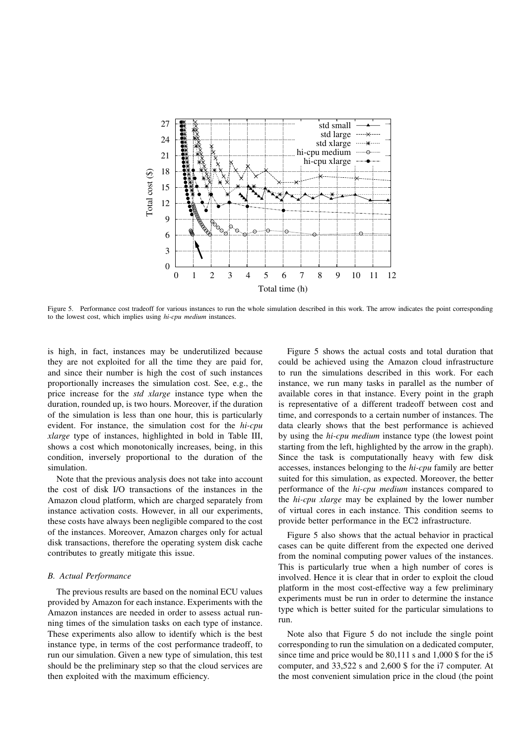Figure 5. Performance cost tradeoff for various instances to run the whole simulation described in this work. The arrow indicates the point corresponding to the lowest cost, which implies using *hi-cpu medium* instances.

is high, in fact, instances may be underutilized because they are not exploited for all the time they are paid for, and since their number is high the cost of such instances proportionally increases the simulation cost. See, e.g., the price increase for the *std xlarge* instance type when the duration, rounded up, is two hours. Moreover, if the duration of the simulation is less than one hour, this is particularly evident. For instance, the simulation cost for the *hi-cpu xlarge* type of instances, highlighted in bold in Table III, shows a cost which monotonically increases, being, in this condition, inversely proportional to the duration of the simulation.

Note that the previous analysis does not take into account the cost of disk I/O transactions of the instances in the Amazon cloud platform, which are charged separately from instance activation costs. However, in all our experiments, these costs have always been negligible compared to the cost of the instances. Moreover, Amazon charges only for actual disk transactions, therefore the operating system disk cache contributes to greatly mitigate this issue.

### B. Actual Performance

The previous results are based on the nominal ECU values provided by Amazon for each instance. Experiments with the Amazon instances are needed in order to assess actual running times of the simulation tasks on each type of instance. These experiments also allow to identify which is the best instance type, in terms of the cost performance tradeoff, to run our simulation. Given a new type of simulation, this test should be the preliminary step so that the cloud services are then exploited with the maximum efficiency.

Figure 5 shows the actual costs and total duration that could be achieved using the Amazon cloud infrastructure to run the simulations described in this work. For each instance, we run many tasks in parallel as the number of available cores in that instance. Every point in the graph is representative of a different tradeoff between cost and time, and corresponds to a certain number of instances. The data clearly shows that the best performance is achieved by using the *hi-cpu medium* instance type (the lowest point starting from the left, highlighted by the arrow in the graph). Since the task is computationally heavy with few disk accesses, instances belonging to the *hi-cpu* family are better suited for this simulation, as expected. Moreover, the better performance of the *hi-cpu medium* instances compared to the *hi-cpu xlarge* may be explained by the lower number of virtual cores in each instance. This condition seems to provide better performance in the EC2 infrastructure.

Figure 5 also shows that the actual behavior in practical cases can be quite different from the expected one derived from the nominal computing power values of the instances. This is particularly true when a high number of cores is involved. Hence it is clear that in order to exploit the cloud platform in the most cost-effective way a few preliminary experiments must be run in order to determine the instance type which is better suited for the particular simulations to run.

Note also that Figure 5 do not include the single point corresponding to run the simulation on a dedicated computer, since time and price would be 80,111 s and 1,000 $ for the i5 computer, and 33,522 s and 2,600 $ for the i7 computer. At the most convenient simulation price in the cloud (the point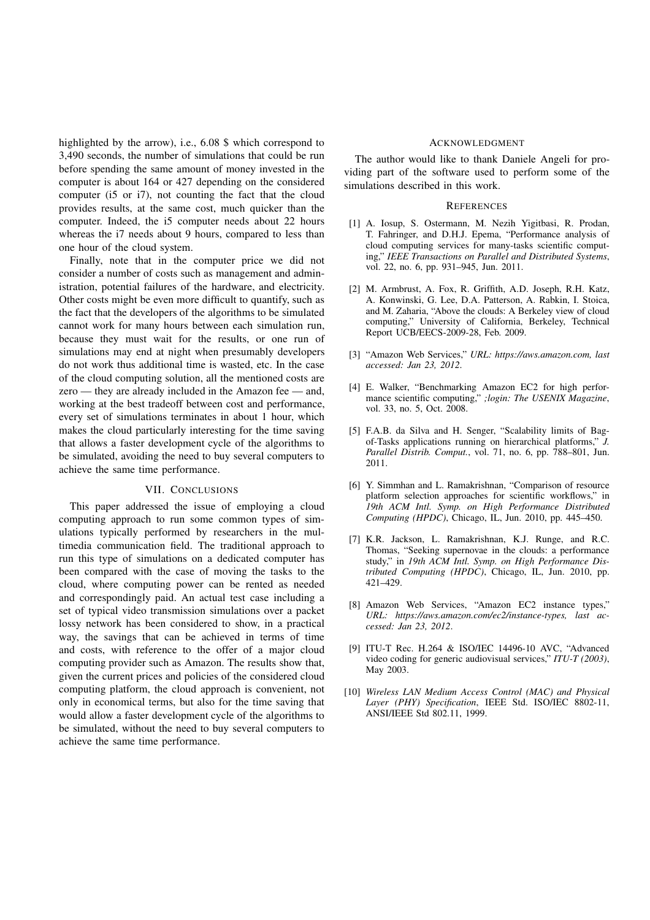highlighted by the arrow), i.e., 6.08 $ which correspond to 3,490 seconds, the number of simulations that could be run before spending the same amount of money invested in the computer is about 164 or 427 depending on the considered computer (i5 or i7), not counting the fact that the cloud provides results, at the same cost, much quicker than the computer. Indeed, the i5 computer needs about 22 hours whereas the i7 needs about 9 hours, compared to less than one hour of the cloud system.

Finally, note that in the computer price we did not consider a number of costs such as management and administration, potential failures of the hardware, and electricity. Other costs might be even more difficult to quantify, such as the fact that the developers of the algorithms to be simulated cannot work for many hours between each simulation run, because they must wait for the results, or one run of simulations may end at night when presumably developers do not work thus additional time is wasted, etc. In the case of the cloud computing solution, all the mentioned costs are zero — they are already included in the Amazon fee — and, working at the best tradeoff between cost and performance, every set of simulations terminates in about 1 hour, which makes the cloud particularly interesting for the time saving that allows a faster development cycle of the algorithms to be simulated, avoiding the need to buy several computers to achieve the same time performance.

## VII. Conclusions

This paper addressed the issue of employing a cloud computing approach to run some common types of simulations typically performed by researchers in the multimedia communication field. The traditional approach to run this type of simulations on a dedicated computer has been compared with the case of moving the tasks to the cloud, where computing power can be rented as needed and correspondingly paid. An actual test case including a set of typical video transmission simulations over a packet lossy network has been considered to show, in a practical way, the savings that can be achieved in terms of time and costs, with reference to the offer of a major cloud computing provider such as Amazon. The results show that, given the current prices and policies of the considered cloud computing platform, the cloud approach is convenient, not only in economical terms, but also for the time saving that would allow a faster development cycle of the algorithms to be simulated, without the need to buy several computers to achieve the same time performance.

## Acknowledgment

The author would like to thank Daniele Angeli for providing part of the software used to perform some of the simulations described in this work.

## References

[1] A. Iosup, S. Ostermann, M. Nezih Yigitbasi, R. Prodan, T. Fahringer, and D.H.J. Epema, "Performance analysis of cloud computing services for many-tasks scientific computing," *IEEE Transactions on Parallel and Distributed Systems*, vol. 22, no. 6, pp. 931–945, Jun. 2011.

[2] M. Armbrust, A. Fox, R. Griffith, A.D. Joseph, R.H. Katz, A. Konwinski, G. Lee, D.A. Patterson, A. Rabkin, I. Stoica, and M. Zaharia, "Above the clouds: A Berkeley view of cloud computing," University of California, Berkeley, Technical Report UCB/EECS-2009-28, Feb. 2009.

[3] "Amazon Web Services," *URL: https://aws.amazon.com, last accessed: Jan 23, 2012*.

[4] E. Walker, "Benchmarking Amazon EC2 for high performance scientific computing," *;login: The USENIX Magazine*, vol. 33, no. 5, Oct. 2008.

[5] F.A.B. da Silva and H. Senger, "Scalability limits of Bag-of-Tasks applications running on hierarchical platforms," *J. Parallel Distrib. Comput.*, vol. 71, no. 6, pp. 788–801, Jun. 2011.

[6] Y. Simmhan and L. Ramakrishnan, "Comparison of resource platform selection approaches for scientific workflows," in *19th ACM Intl. Symp. on High Performance Distributed Computing (HPDC)*, Chicago, IL, Jun. 2010, pp. 445–450.

[7] K.R. Jackson, L. Ramakrishnan, K.J. Runge, and R.C. Thomas, "Seeking supernovae in the clouds: a performance study," in *19th ACM Intl. Symp. on High Performance Distributed Computing (HPDC)*, Chicago, IL, Jun. 2010, pp. 421–429.

[8] Amazon Web Services, "Amazon EC2 instance types," *URL: https://aws.amazon.com/ec2/instance-types, last accessed: Jan 23, 2012*.

[9] ITU-T Rec. H.264 & ISO/IEC 14496-10 AVC, "Advanced video coding for generic audiovisual services," *ITU-T (2003)*, May 2003.

[10] *Wireless LAN Medium Access Control (MAC) and Physical Layer (PHY) Specification*, IEEE Std. ISO/IEC 8802-11, ANSI/IEEE Std 802.11, 1999.